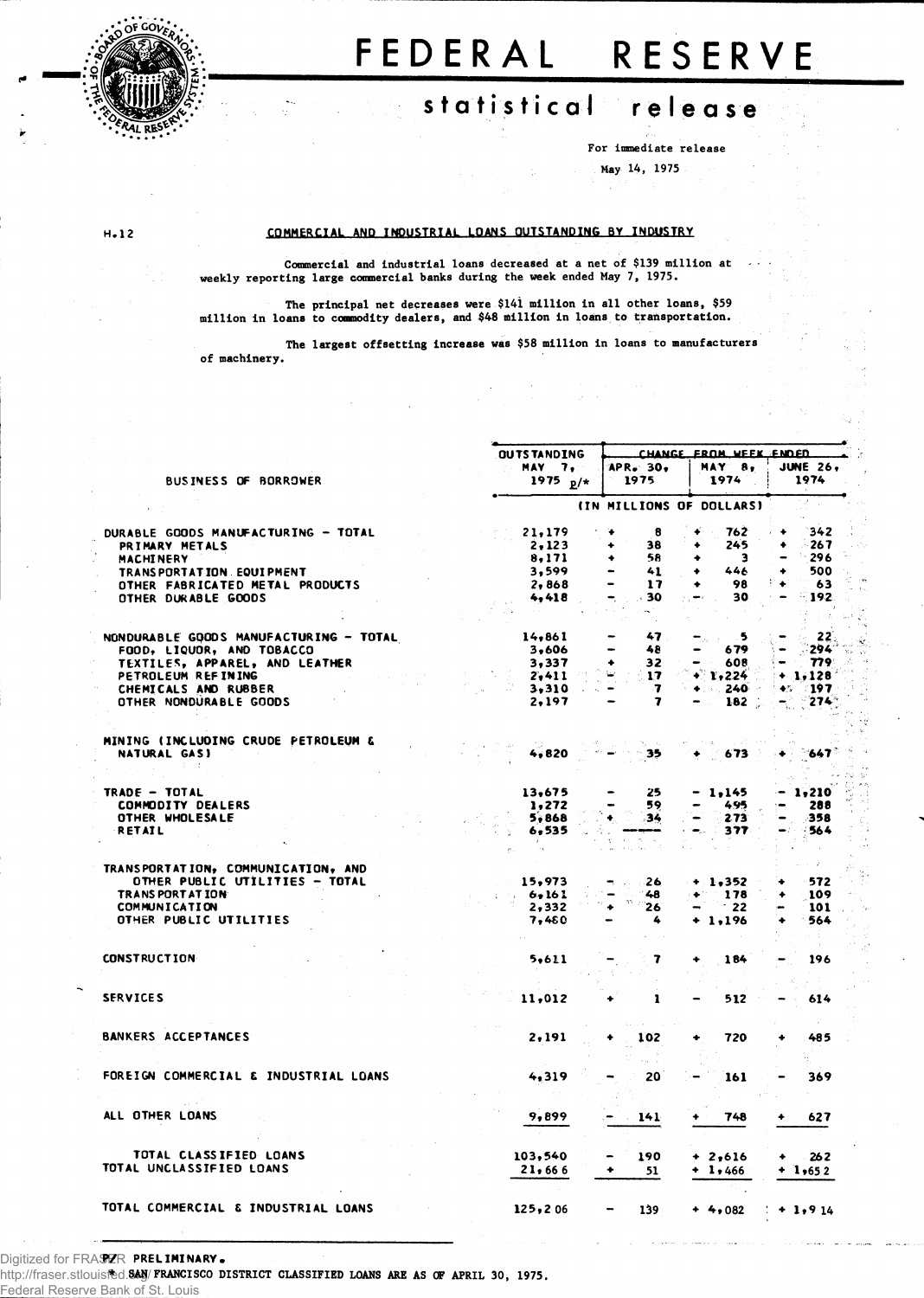# FEDERAL RESERVE

## statistical release

For immediate release
May 14, 1975

H.12

### COMMERCIAL AND INDUSTRIAL LOANS OUTSTANDING BY INDUSTRY

Commercial and industrial loans decreased at a net of $139 million at weekly reporting large commercial banks during the week ended May 7, 1975.

The principal net decreases were $141 million in all other loans, $59 million in loans to commodity dealers, and $48 million in loans to transportation.

The largest offsetting increase was $58 million in loans to manufacturers of machinery.

| BUSINESS OF BORROWER | OUTSTANDING MAY 7, 1975 p/* | CHANGE FROM WEEK ENDED | | |
|---|---|---|---|---|
| | | APR. 30, 1975 | MAY 8, 1974 | JUNE 26, 1974 |
| | (IN MILLIONS OF DOLLARS) | | | |
| DURABLE GOODS MANUFACTURING - TOTAL | 21,179 | + 8 | + 762 | + 342 |
| PRIMARY METALS | 2,123 | + 38 | + 245 | + 267 |
| MACHINERY | 8,171 | + 58 | + 3 | - 296 |
| TRANSPORTATION EQUIPMENT | 3,599 | - 41 | + 446 | + 500 |
| OTHER FABRICATED METAL PRODUCTS | 2,868 | - 17 | + 98 | + 63 |
| OTHER DURABLE GOODS | 4,418 | - 30 | - 30 | - 192 |
| NONDURABLE GOODS MANUFACTURING - TOTAL | 14,861 | - 47 | - 5 | - 22 |
| FOOD, LIQUOR, AND TOBACCO | 3,606 | - 48 | - 679 | - 294 |
| TEXTILES, APPAREL, AND LEATHER | 3,337 | + 32 | - 608 | - 779 |
| PETROLEUM REFINING | 2,411 | - 17 | + 1,224 | + 1,128 |
| CHEMICALS AND RUBBER | 3,310 | - 7 | + 240 | + 197 |
| OTHER NONDURABLE GOODS | 2,197 | - 7 | - 182 | - 274 |
| MINING (INCLUDING CRUDE PETROLEUM & NATURAL GAS) | 4,820 | - 35 | + 673 | + 647 |
| TRADE - TOTAL | 13,675 | - 25 | - 1,145 | - 1,210 |
| COMMODITY DEALERS | 1,272 | - 59 | - 495 | - 288 |
| OTHER WHOLESALE | 5,868 | + 34 | - 273 | - 358 |
| RETAIL | 6,535 | ---- | - 377 | - 564 |
| TRANSPORTATION, COMMUNICATION, AND OTHER PUBLIC UTILITIES - TOTAL | 15,973 | - 26 | + 1,352 | + 572 |
| TRANSPORTATION | 6,161 | - 48 | + 178 | + 109 |
| COMMUNICATION | 2,332 | + 26 | - 22 | - 101 |
| OTHER PUBLIC UTILITIES | 7,480 | - 4 | + 1,196 | + 564 |
| CONSTRUCTION | 5,611 | - 7 | + 184 | - 196 |
| SERVICES | 11,012 | + 1 | - 512 | - 614 |
| BANKERS ACCEPTANCES | 2,191 | + 102 | + 720 | + 485 |
| FOREIGN COMMERCIAL & INDUSTRIAL LOANS | 4,319 | - 20 | - 161 | - 369 |
| ALL OTHER LOANS | 9,899 | - 141 | + 748 | + 627 |
| TOTAL CLASSIFIED LOANS | 103,540 | - 190 | + 2,616 | + 262 |
| TOTAL UNCLASSIFIED LOANS | 21,666 | + 51 | + 1,466 | + 1,652 |
| TOTAL COMMERCIAL & INDUSTRIAL LOANS | 125,206 | - 139 | + 4,082 | + 1,914 |

p/ PRELIMINARY.
\* SAN FRANCISCO DISTRICT CLASSIFIED LOANS ARE AS OF APRIL 30, 1975.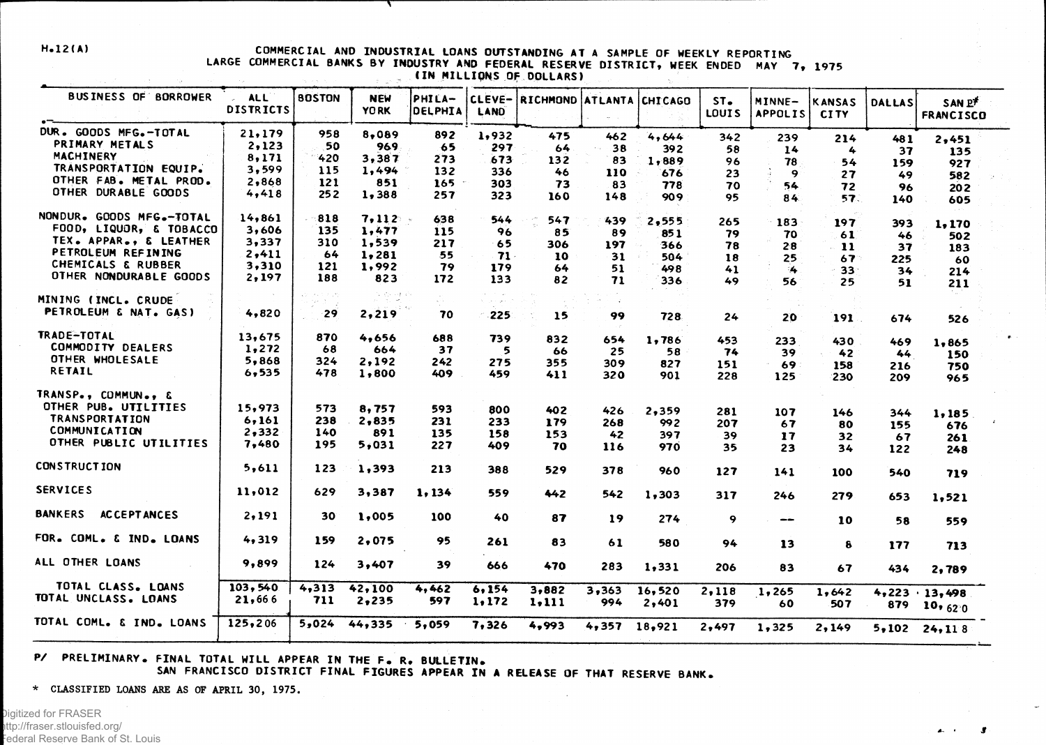H.12(A)

# COMMERCIAL AND INDUSTRIAL LOANS OUTSTANDING AT A SAMPLE OF WEEKLY REPORTING LARGE COMMERCIAL BANKS BY INDUSTRY AND FEDERAL RESERVE DISTRICT, WEEK ENDED MAY 7, 1975
## (IN MILLIONS OF DOLLARS)

| BUSINESS OF BORROWER | ALL DISTRICTS | BOSTON | NEW YORK | PHILA-DELPHIA | CLEVE-LAND | RICHMOND | ATLANTA | CHICAGO | ST. LOUIS | MINNE-APOLIS | KANSAS CITY | DALLAS | SAN FRANCISCO P/ |
|---|---|---|---|---|---|---|---|---|---|---|---|---|---|
| DUR. GOODS MFG.-TOTAL | 21,179 | 958 | 8,089 | 892 | 1,932 | 475 | 462 | 4,644 | 342 | 239 | 214 | 481 | 2,451 |
| PRIMARY METALS | 2,123 | 50 | 969 | 65 | 297 | 64 | 38 | 392 | 58 | 14 | 4 | 37 | 135 |
| MACHINERY | 8,171 | 420 | 3,387 | 273 | 673 | 132 | 83 | 1,889 | 96 | 78 | 54 | 159 | 927 |
| TRANSPORTATION EQUIP. | 3,599 | 115 | 1,494 | 132 | 336 | 46 | 110 | 676 | 23 | 9 | 27 | 49 | 582 |
| OTHER FAB. METAL PROD. | 2,868 | 121 | 851 | 165 | 303 | 73 | 83 | 778 | 70 | 54 | 72 | 96 | 202 |
| OTHER DURABLE GOODS | 4,418 | 252 | 1,388 | 257 | 323 | 160 | 148 | 909 | 95 | 84 | 57 | 140 | 605 |
| NONDUR. GOODS MFG.-TOTAL | 14,861 | 818 | 7,112 | 638 | 544 | 547 | 439 | 2,555 | 265 | 183 | 197 | 393 | 1,170 |
| FOOD, LIQUOR, & TOBACCO | 3,606 | 135 | 1,477 | 115 | 96 | 85 | 89 | 851 | 79 | 70 | 61 | 46 | 502 |
| TEX. APPAR., & LEATHER | 3,337 | 310 | 1,539 | 217 | 65 | 306 | 197 | 366 | 78 | 28 | 11 | 37 | 183 |
| PETROLEUM REFINING | 2,411 | 64 | 1,281 | 55 | 71 | 10 | 31 | 504 | 18 | 25 | 67 | 225 | 60 |
| CHEMICALS & RUBBER | 3,310 | 121 | 1,992 | 79 | 179 | 64 | 51 | 498 | 41 | 4 | 33 | 34 | 214 |
| OTHER NONDURABLE GOODS | 2,197 | 188 | 823 | 172 | 133 | 82 | 71 | 336 | 49 | 56 | 25 | 51 | 211 |
| MINING (INCL. CRUDE PETROLEUM & NAT. GAS) | 4,820 | 29 | 2,219 | 70 | 225 | 15 | 99 | 728 | 24 | 20 | 191 | 674 | 526 |
| TRADE-TOTAL | 13,675 | 870 | 4,656 | 688 | 739 | 832 | 654 | 1,786 | 453 | 233 | 430 | 469 | 1,865 |
| COMMODITY DEALERS | 1,272 | 68 | 664 | 37 | 5 | 66 | 25 | 58 | 74 | 39 | 42 | 44 | 150 |
| OTHER WHOLESALE | 5,868 | 324 | 2,192 | 242 | 275 | 355 | 309 | 827 | 151 | 69 | 158 | 216 | 750 |
| RETAIL | 6,535 | 478 | 1,800 | 409 | 459 | 411 | 320 | 901 | 228 | 125 | 230 | 209 | 965 |
| TRANSP., COMMUN., & OTHER PUB. UTILITIES | 15,973 | 573 | 8,757 | 593 | 800 | 402 | 426 | 2,359 | 281 | 107 | 146 | 344 | 1,185 |
| TRANSPORTATION | 6,161 | 238 | 2,835 | 231 | 233 | 179 | 268 | 992 | 207 | 67 | 80 | 155 | 676 |
| COMMUNICATION | 2,332 | 140 | 891 | 135 | 158 | 153 | 42 | 397 | 39 | 17 | 32 | 67 | 261 |
| OTHER PUBLIC UTILITIES | 7,480 | 195 | 5,031 | 227 | 409 | 70 | 116 | 970 | 35 | 23 | 34 | 122 | 248 |
| CONSTRUCTION | 5,611 | 123 | 1,393 | 213 | 388 | 529 | 378 | 960 | 127 | 141 | 100 | 540 | 719 |
| SERVICES | 11,012 | 629 | 3,387 | 1,134 | 559 | 442 | 542 | 1,303 | 317 | 246 | 279 | 653 | 1,521 |
| BANKERS ACCEPTANCES | 2,191 | 30 | 1,005 | 100 | 40 | 87 | 19 | 274 | 9 | -- | 10 | 58 | 559 |
| FOR. COML. & IND. LOANS | 4,319 | 159 | 2,075 | 95 | 261 | 83 | 61 | 580 | 94 | 13 | 8 | 177 | 713 |
| ALL OTHER LOANS | 9,899 | 124 | 3,407 | 39 | 666 | 470 | 283 | 1,331 | 206 | 83 | 67 | 434 | 2,789 |
| TOTAL CLASS. LOANS | 103,540 | 4,313 | 42,100 | 4,462 | 6,154 | 3,882 | 3,363 | 16,520 | 2,118 | 1,265 | 1,642 | 4,223 | 13,498 |
| TOTAL UNCLASS. LOANS | 21,666 | 711 | 2,235 | 597 | 1,172 | 1,111 | 994 | 2,401 | 379 | 60 | 507 | 879 | 10,620 |
| TOTAL COML. & IND. LOANS | 125,206 | 5,024 | 44,335 | 5,059 | 7,326 | 4,993 | 4,357 | 18,921 | 2,497 | 1,325 | 2,149 | 5,102 | 24,118 |

P/ PRELIMINARY. FINAL TOTAL WILL APPEAR IN THE F. R. BULLETIN. SAN FRANCISCO DISTRICT FINAL FIGURES APPEAR IN A RELEASE OF THAT RESERVE BANK.

* CLASSIFIED LOANS ARE AS OF APRIL 30, 1975.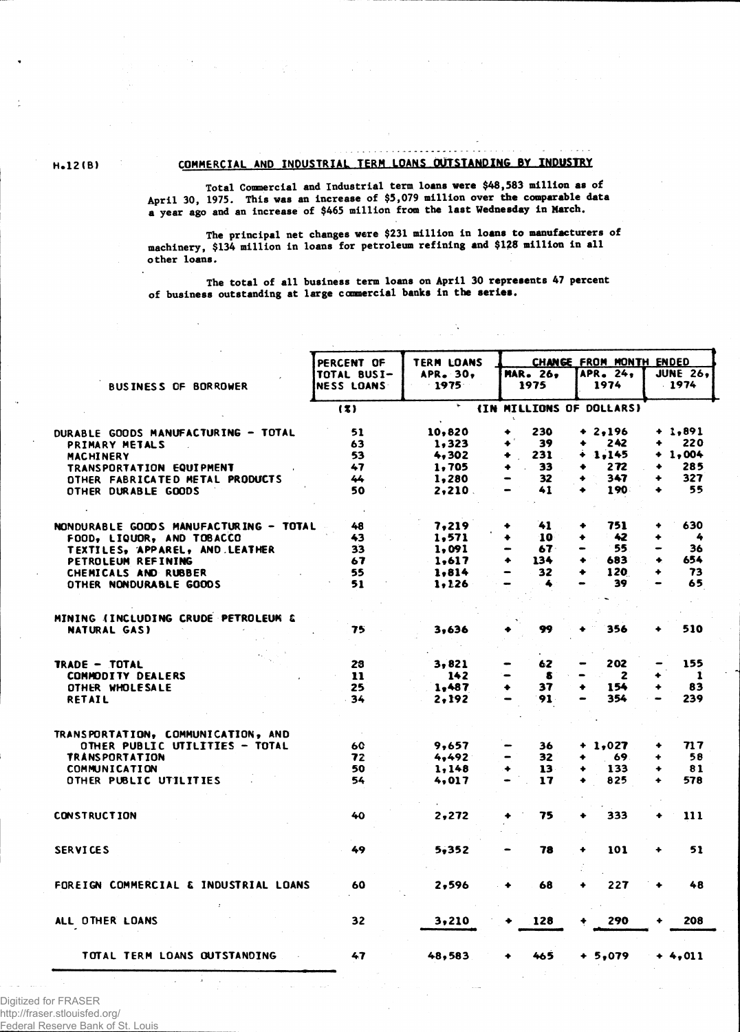H.12(B)

## COMMERCIAL AND INDUSTRIAL TERM LOANS OUTSTANDING BY INDUSTRY

Total Commercial and Industrial term loans were $48,583 million as of April 30, 1975. This was an increase of $5,079 million over the comparable data a year ago and an increase of $465 million from the last Wednesday in March.

The principal net changes were $231 million in loans to manufacturers of machinery, $134 million in loans for petroleum refining and $128 million in all other loans.

The total of all business term loans on April 30 represents 47 percent of business outstanding at large commercial banks in the series.

| BUSINESS OF BORROWER | PERCENT OF TOTAL BUSINESS LOANS | TERM LOANS APR. 30, 1975 | CHANGE FROM MONTH ENDED MAR. 26, 1975 | APR. 24, 1974 | JUNE 26, 1974 |
|---|---|---|---|---|---|
| | (%) | (IN MILLIONS OF DOLLARS) | | | |
| DURABLE GOODS MANUFACTURING - TOTAL | 51 | 10,820 | + 230 | + 2,196 | + 1,891 |
| PRIMARY METALS | 63 | 1,323 | + 39 | + 242 | + 220 |
| MACHINERY | 53 | 4,302 | + 231 | + 1,145 | + 1,004 |
| TRANSPORTATION EQUIPMENT | 47 | 1,705 | + 33 | + 272 | + 285 |
| OTHER FABRICATED METAL PRODUCTS | 44 | 1,280 | - 32 | + 347 | + 327 |
| OTHER DURABLE GOODS | 50 | 2,210 | - 41 | + 190 | + 55 |
| NONDURABLE GOODS MANUFACTURING - TOTAL | 48 | 7,219 | + 41 | + 751 | + 630 |
| FOOD, LIQUOR, AND TOBACCO | 43 | 1,571 | + 10 | + 42 | + 4 |
| TEXTILES, APPAREL, AND LEATHER | 33 | 1,091 | - 67 | - 55 | - 36 |
| PETROLEUM REFINING | 67 | 1,617 | + 134 | + 683 | + 654 |
| CHEMICALS AND RUBBER | 55 | 1,814 | - 32 | + 120 | + 73 |
| OTHER NONDURABLE GOODS | 51 | 1,126 | - 4 | - 39 | - 65 |
| MINING (INCLUDING CRUDE PETROLEUM & NATURAL GAS) | 75 | 3,636 | + 99 | + 356 | + 510 |
| TRADE - TOTAL | 28 | 3,821 | - 62 | - 202 | - 155 |
| COMMODITY DEALERS | 11 | 142 | - 8 | - 2 | + 1 |
| OTHER WHOLESALE | 25 | 1,487 | + 37 | + 154 | + 83 |
| RETAIL | 34 | 2,192 | - 91 | - 354 | - 239 |
| TRANSPORTATION, COMMUNICATION, AND OTHER PUBLIC UTILITIES - TOTAL | 60 | 9,657 | - 36 | + 1,027 | + 717 |
| TRANSPORTATION | 72 | 4,492 | - 32 | + 69 | + 58 |
| COMMUNICATION | 50 | 1,148 | + 13 | + 133 | + 81 |
| OTHER PUBLIC UTILITIES | 54 | 4,017 | - 17 | + 825 | + 578 |
| CONSTRUCTION | 40 | 2,272 | + 75 | + 333 | + 111 |
| SERVICES | 49 | 5,352 | - 78 | + 101 | + 51 |
| FOREIGN COMMERCIAL & INDUSTRIAL LOANS | 60 | 2,596 | + 68 | + 227 | + 48 |
| ALL OTHER LOANS | 32 | 3,210 | + 128 | + 290 | + 208 |
| TOTAL TERM LOANS OUTSTANDING | 47 | 48,583 | + 465 | + 5,079 | + 4,011 |

Digitized for FRASER
http://fraser.stlouisfed.org/
Federal Reserve Bank of St. Louis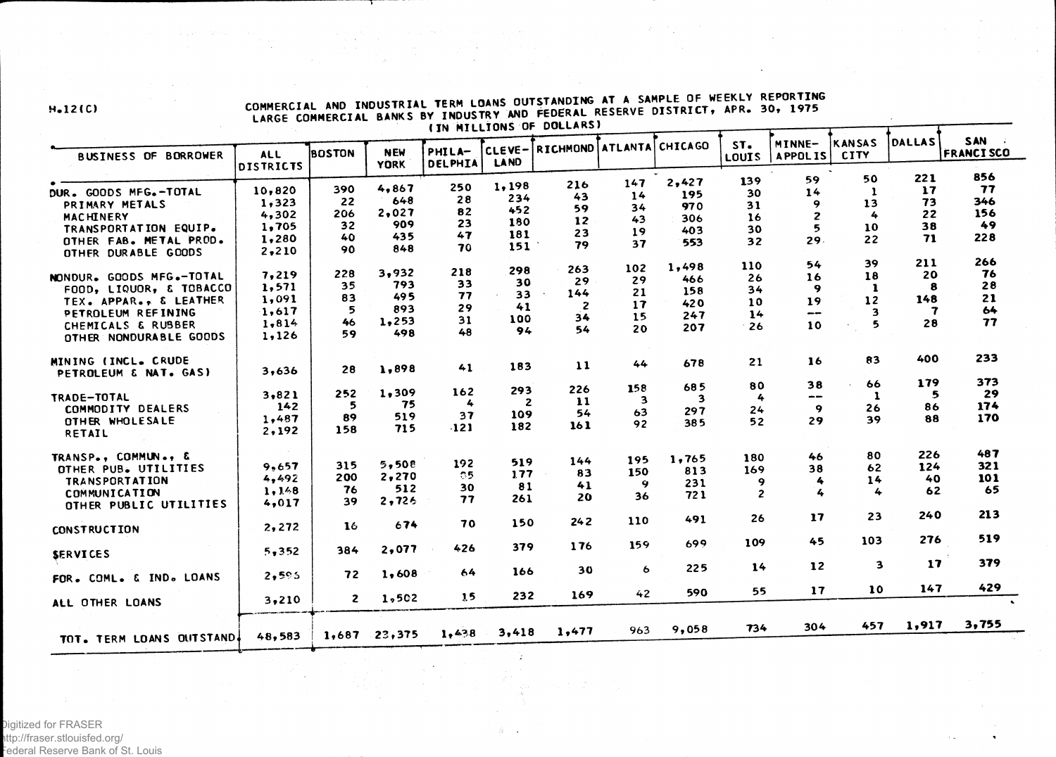H.12(C)

# COMMERCIAL AND INDUSTRIAL TERM LOANS OUTSTANDING AT A SAMPLE OF WEEKLY REPORTING LARGE COMMERCIAL BANKS BY INDUSTRY AND FEDERAL RESERVE DISTRICT, APR. 30, 1975

(IN MILLIONS OF DOLLARS)

| BUSINESS OF BORROWER | ALL DISTRICTS | BOSTON | NEW YORK | PHILA-DELPHIA | CLEVE-LAND | RICHMOND | ATLANTA | CHICAGO | ST. LOUIS | MINNE-APPOLIS | KANSAS CITY | DALLAS | SAN FRANCISCO |
|---|---|---|---|---|---|---|---|---|---|---|---|---|---|
| DUR. GOODS MFG.-TOTAL | 10,820 | 390 | 4,867 | 250 | 1,198 | 216 | 147 | 2,427 | 139 | 59 | 50 | 221 | 856 |
| PRIMARY METALS | 1,323 | 22 | 648 | 28 | 234 | 43 | 14 | 195 | 30 | 14 | 1 | 17 | 77 |
| MACHINERY | 4,302 | 206 | 2,027 | 82 | 452 | 59 | 34 | 970 | 31 | 9 | 13 | 73 | 346 |
| TRANSPORTATION EQUIP. | 1,705 | 32 | 909 | 23 | 180 | 12 | 43 | 306 | 16 | 2 | 4 | 22 | 156 |
| OTHER FAB. METAL PROD. | 1,280 | 40 | 435 | 47 | 181 | 23 | 19 | 403 | 30 | 5 | 10 | 38 | 49 |
| OTHER DURABLE GOODS | 2,210 | 90 | 848 | 70 | 151 | 79 | 37 | 553 | 32 | 29 | 22 | 71 | 228 |
| NONDUR. GOODS MFG.-TOTAL | 7,219 | 228 | 3,932 | 218 | 298 | 263 | 102 | 1,498 | 110 | 54 | 39 | 211 | 266 |
| FOOD, LIQUOR, & TOBACCO | 1,571 | 35 | 793 | 33 | 30 | 29 | 29 | 466 | 26 | 16 | 18 | 20 | 76 |
| TEX. APPAR., & LEATHER | 1,091 | 83 | 495 | 77 | 33 | 144 | 21 | 158 | 34 | 9 | 1 | 8 | 28 |
| PETROLEUM REFINING | 1,617 | 5 | 893 | 29 | 41 | 2 | 17 | 420 | 10 | 19 | 12 | 148 | 21 |
| CHEMICALS & RUBBER | 1,814 | 46 | 1,253 | 31 | 100 | 34 | 15 | 247 | 14 | -- | 3 | 7 | 64 |
| OTHER NONDURABLE GOODS | 1,126 | 59 | 498 | 48 | 94 | 54 | 20 | 207 | 26 | 10 | 5 | 28 | 77 |
| MINING (INCL. CRUDE PETROLEUM & NAT. GAS) | 3,636 | 28 | 1,898 | 41 | 183 | 11 | 44 | 678 | 21 | 16 | 83 | 400 | 233 |
| TRADE-TOTAL | 3,821 | 252 | 1,309 | 162 | 293 | 226 | 158 | 685 | 80 | 38 | 66 | 179 | 373 |
| COMMODITY DEALERS | 142 | 5 | 75 | 4 | 2 | 11 | 3 | 3 | 4 | -- | 1 | 5 | 29 |
| OTHER WHOLESALE | 1,487 | 89 | 519 | 37 | 109 | 54 | 63 | 297 | 24 | 9 | 26 | 86 | 174 |
| RETAIL | 2,192 | 158 | 715 | 121 | 182 | 161 | 92 | 385 | 52 | 29 | 39 | 88 | 170 |
| TRANSP., COMMUN., & OTHER PUB. UTILITIES | 9,657 | 315 | 5,508 | 192 | 519 | 144 | 195 | 1,765 | 180 | 46 | 80 | 226 | 487 |
| TRANSPORTATION | 4,492 | 200 | 2,270 | 85 | 177 | 83 | 150 | 813 | 169 | 38 | 62 | 124 | 321 |
| COMMUNICATION | 1,148 | 76 | 512 | 30 | 81 | 41 | 9 | 231 | 9 | 4 | 14 | 40 | 101 |
| OTHER PUBLIC UTILITIES | 4,017 | 39 | 2,726 | 77 | 261 | 20 | 36 | 721 | 2 | 4 | 4 | 62 | 65 |
| CONSTRUCTION | 2,272 | 16 | 674 | 70 | 150 | 242 | 110 | 491 | 26 | 17 | 23 | 240 | 213 |
| SERVICES | 5,352 | 384 | 2,077 | 426 | 379 | 176 | 159 | 699 | 109 | 45 | 103 | 276 | 519 |
| FOR. COML. & IND. LOANS | 2,595 | 72 | 1,608 | 64 | 166 | 30 | 6 | 225 | 14 | 12 | 3 | 17 | 379 |
| ALL OTHER LOANS | 3,210 | 2 | 1,502 | 15 | 232 | 169 | 42 | 590 | 55 | 17 | 10 | 147 | 429 |
| TOT. TERM LOANS OUTSTAND. | 48,583 | 1,687 | 23,375 | 1,438 | 3,418 | 1,477 | 963 | 9,058 | 734 | 304 | 457 | 1,917 | 3,755 |